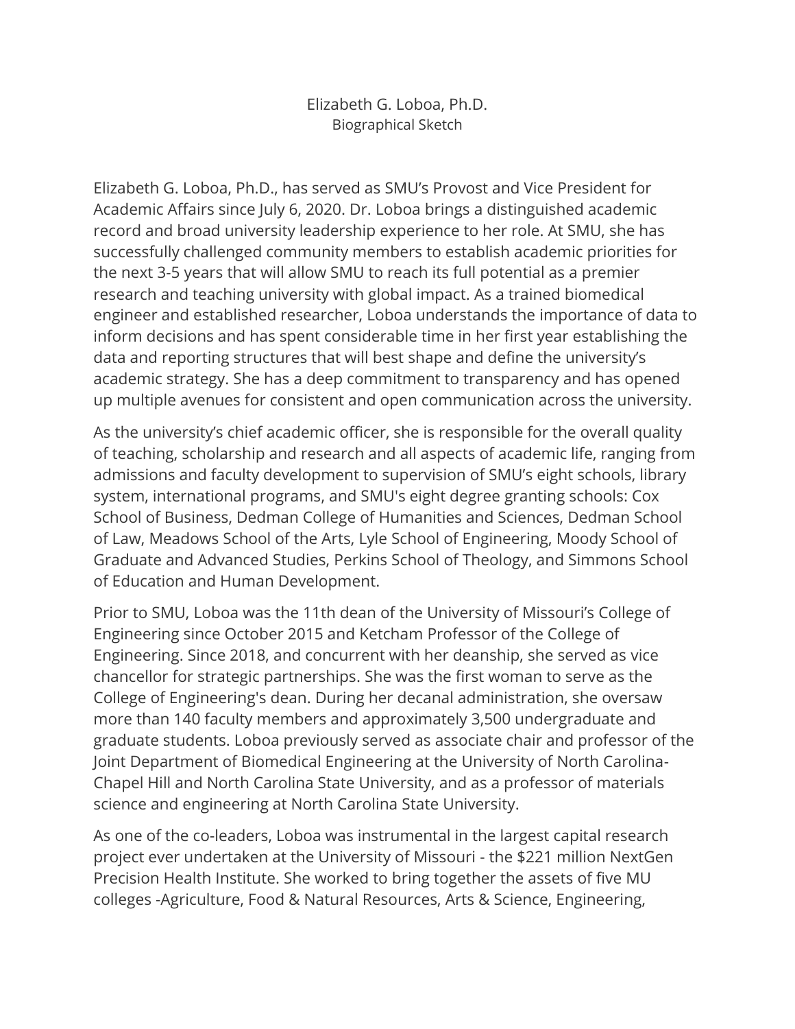# Elizabeth G. Loboa, Ph.D.

Biographical Sketch

Elizabeth G. Loboa, Ph.D., has served as SMU's Provost and Vice President for Academic Affairs since July 6, 2020. Dr. Loboa brings a distinguished academic record and broad university leadership experience to her role. At SMU, she has successfully challenged community members to establish academic priorities for the next 3-5 years that will allow SMU to reach its full potential as a premier research and teaching university with global impact. As a trained biomedical engineer and established researcher, Loboa understands the importance of data to inform decisions and has spent considerable time in her first year establishing the data and reporting structures that will best shape and define the university's academic strategy. She has a deep commitment to transparency and has opened up multiple avenues for consistent and open communication across the university.

As the university's chief academic officer, she is responsible for the overall quality of teaching, scholarship and research and all aspects of academic life, ranging from admissions and faculty development to supervision of SMU's eight schools, library system, international programs, and SMU's eight degree granting schools: Cox School of Business, Dedman College of Humanities and Sciences, Dedman School of Law, Meadows School of the Arts, Lyle School of Engineering, Moody School of Graduate and Advanced Studies, Perkins School of Theology, and Simmons School of Education and Human Development.

Prior to SMU, Loboa was the 11th dean of the University of Missouri's College of Engineering since October 2015 and Ketcham Professor of the College of Engineering. Since 2018, and concurrent with her deanship, she served as vice chancellor for strategic partnerships. She was the first woman to serve as the College of Engineering's dean. During her decanal administration, she oversaw more than 140 faculty members and approximately 3,500 undergraduate and graduate students. Loboa previously served as associate chair and professor of the Joint Department of Biomedical Engineering at the University of North Carolina-Chapel Hill and North Carolina State University, and as a professor of materials science and engineering at North Carolina State University.

As one of the co-leaders, Loboa was instrumental in the largest capital research project ever undertaken at the University of Missouri - the $221 million NextGen Precision Health Institute. She worked to bring together the assets of five MU colleges -Agriculture, Food & Natural Resources, Arts & Science, Engineering,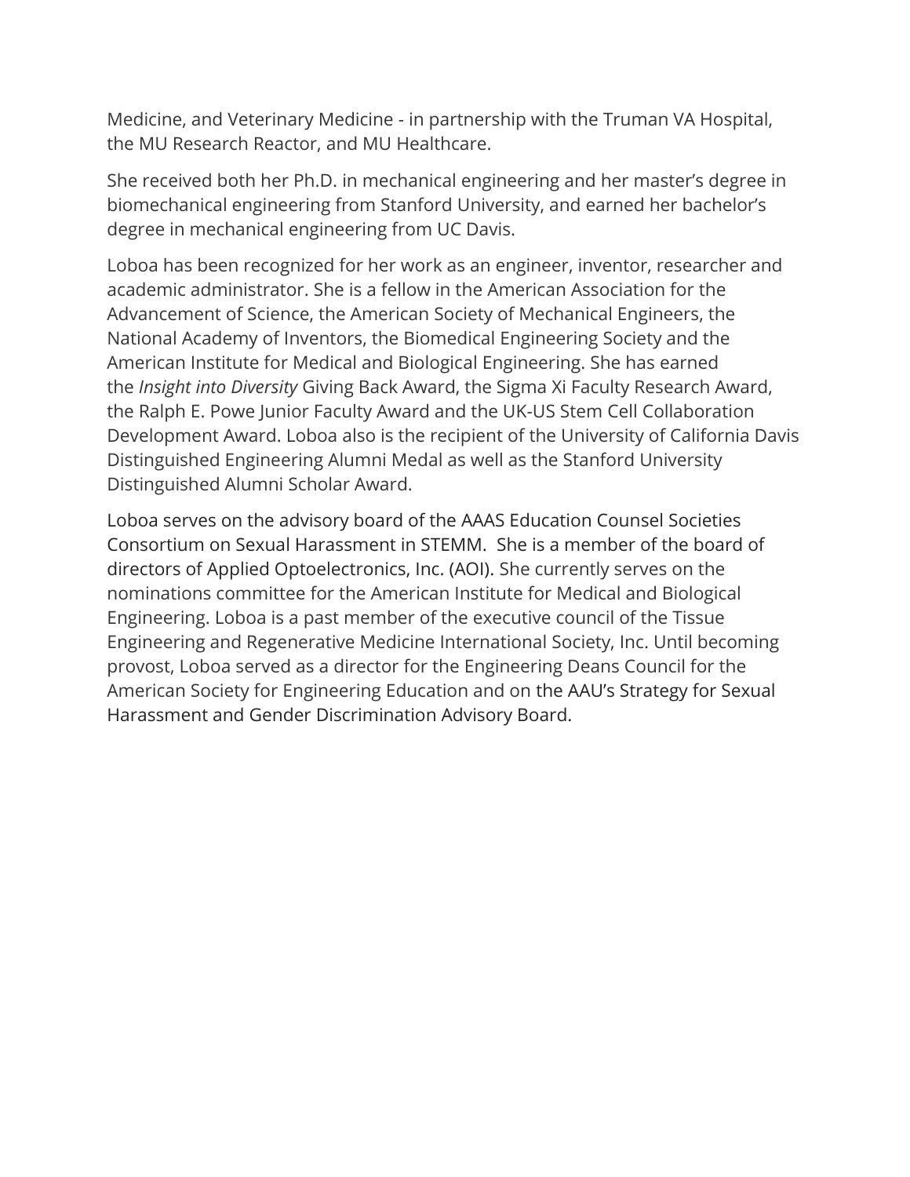Medicine, and Veterinary Medicine - in partnership with the Truman VA Hospital, the MU Research Reactor, and MU Healthcare.

She received both her Ph.D. in mechanical engineering and her master's degree in biomechanical engineering from Stanford University, and earned her bachelor's degree in mechanical engineering from UC Davis.

Loboa has been recognized for her work as an engineer, inventor, researcher and academic administrator. She is a fellow in the American Association for the Advancement of Science, the American Society of Mechanical Engineers, the National Academy of Inventors, the Biomedical Engineering Society and the American Institute for Medical and Biological Engineering. She has earned the *Insight into Diversity* Giving Back Award, the Sigma Xi Faculty Research Award, the Ralph E. Powe Junior Faculty Award and the UK-US Stem Cell Collaboration Development Award. Loboa also is the recipient of the University of California Davis Distinguished Engineering Alumni Medal as well as the Stanford University Distinguished Alumni Scholar Award.

Loboa serves on the advisory board of the AAAS Education Counsel Societies Consortium on Sexual Harassment in STEMM. She is a member of the board of directors of Applied Optoelectronics, Inc. (AOI). She currently serves on the nominations committee for the American Institute for Medical and Biological Engineering. Loboa is a past member of the executive council of the Tissue Engineering and Regenerative Medicine International Society, Inc. Until becoming provost, Loboa served as a director for the Engineering Deans Council for the American Society for Engineering Education and on the AAU's Strategy for Sexual Harassment and Gender Discrimination Advisory Board.